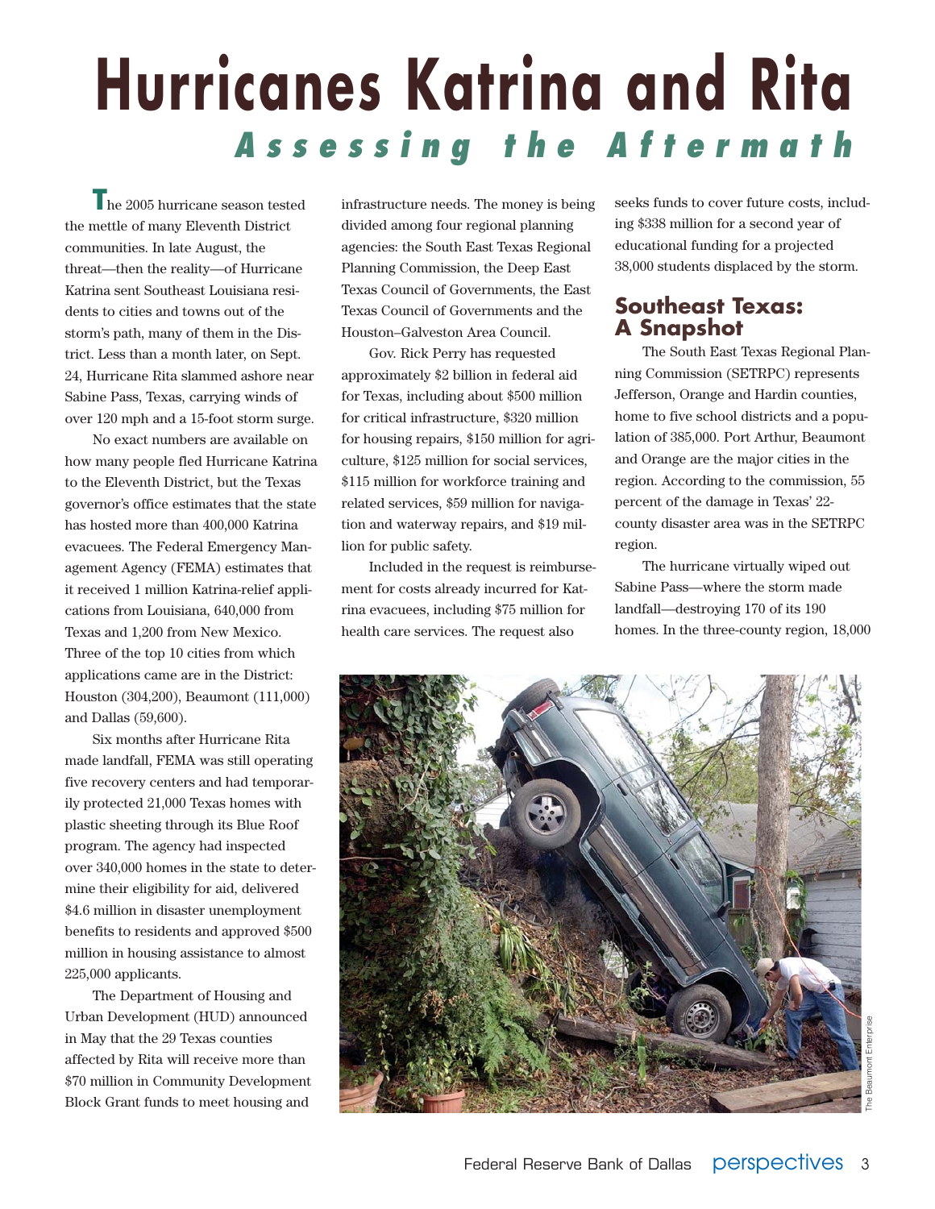# Hurricanes Katrina and Rita

## *Assessing the Aftermath*

The 2005 hurricane season tested the mettle of many Eleventh District communities. In late August, the threat—then the reality—of Hurricane Katrina sent Southeast Louisiana residents to cities and towns out of the storm's path, many of them in the District. Less than a month later, on Sept. 24, Hurricane Rita slammed ashore near Sabine Pass, Texas, carrying winds of over 120 mph and a 15-foot storm surge.

No exact numbers are available on how many people fled Hurricane Katrina to the Eleventh District, but the Texas governor's office estimates that the state has hosted more than 400,000 Katrina evacuees. The Federal Emergency Management Agency (FEMA) estimates that it received 1 million Katrina-relief applications from Louisiana, 640,000 from Texas and 1,200 from New Mexico. Three of the top 10 cities from which applications came are in the District: Houston (304,200), Beaumont (111,000) and Dallas (59,600).

Six months after Hurricane Rita made landfall, FEMA was still operating five recovery centers and had temporarily protected 21,000 Texas homes with plastic sheeting through its Blue Roof program. The agency had inspected over 340,000 homes in the state to determine their eligibility for aid, delivered $4.6 million in disaster unemployment benefits to residents and approved $500 million in housing assistance to almost 225,000 applicants.

The Department of Housing and Urban Development (HUD) announced in May that the 29 Texas counties affected by Rita will receive more than $70 million in Community Development Block Grant funds to meet housing and infrastructure needs. The money is being divided among four regional planning agencies: the South East Texas Regional Planning Commission, the Deep East Texas Council of Governments, the East Texas Council of Governments and the Houston–Galveston Area Council.

Gov. Rick Perry has requested approximately $2 billion in federal aid for Texas, including about $500 million for critical infrastructure, $320 million for housing repairs, $150 million for agriculture, $125 million for social services, $115 million for workforce training and related services, $59 million for navigation and waterway repairs, and $19 million for public safety.

Included in the request is reimbursement for costs already incurred for Katrina evacuees, including $75 million for health care services. The request also seeks funds to cover future costs, including $338 million for a second year of educational funding for a projected 38,000 students displaced by the storm.

### Southeast Texas: A Snapshot

The South East Texas Regional Planning Commission (SETRPC) represents Jefferson, Orange and Hardin counties, home to five school districts and a population of 385,000. Port Arthur, Beaumont and Orange are the major cities in the region. According to the commission, 55 percent of the damage in Texas' 22-county disaster area was in the SETRPC region.

The hurricane virtually wiped out Sabine Pass—where the storm made landfall—destroying 170 of its 190 homes. In the three-county region, 18,000

The Beaumont Enterprise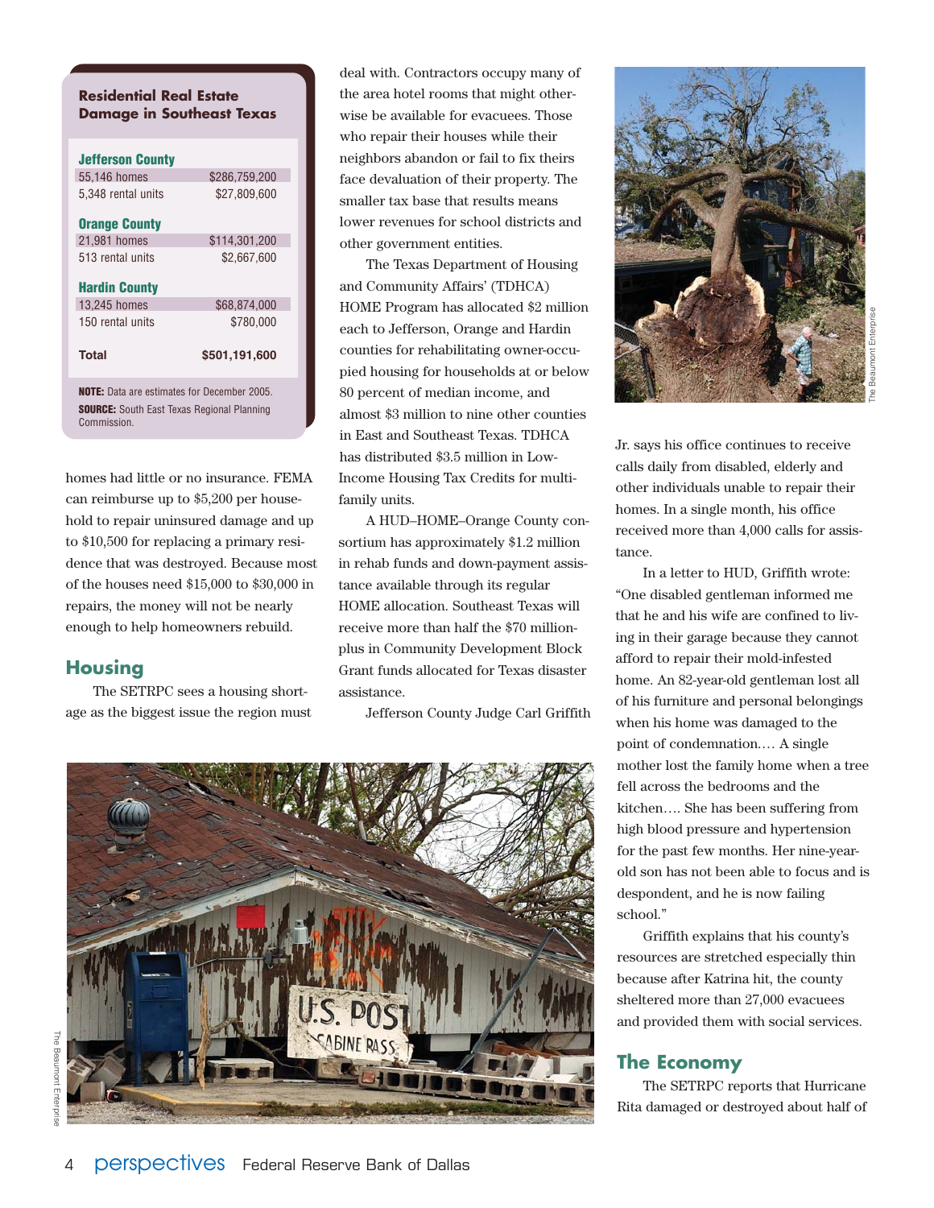**Residential Real Estate Damage in Southeast Texas**

| | |
|---|---|
| **Jefferson County** | |
| 55,146 homes | $286,759,200 |
| 5,348 rental units | $27,809,600 |
| **Orange County** | |
| 21,981 homes | $114,301,200 |
| 513 rental units | $2,667,600 |
| **Hardin County** | |
| 13,245 homes | $68,874,000 |
| 150 rental units | $780,000 |
| **Total** | **$501,191,600** |

**NOTE:** Data are estimates for December 2005.
**SOURCE:** South East Texas Regional Planning Commission.

homes had little or no insurance. FEMA can reimburse up to $5,200 per household to repair uninsured damage and up to $10,500 for replacing a primary residence that was destroyed. Because most of the houses need $15,000 to $30,000 in repairs, the money will not be nearly enough to help homeowners rebuild.

## Housing

The SETRPC sees a housing shortage as the biggest issue the region must deal with. Contractors occupy many of the area hotel rooms that might otherwise be available for evacuees. Those who repair their houses while their neighbors abandon or fail to fix theirs face devaluation of their property. The smaller tax base that results means lower revenues for school districts and other government entities.

The Texas Department of Housing and Community Affairs' (TDHCA) HOME Program has allocated $2 million each to Jefferson, Orange and Hardin counties for rehabilitating owner-occupied housing for households at or below 80 percent of median income, and almost $3 million to nine other counties in East and Southeast Texas. TDHCA has distributed $3.5 million in Low-Income Housing Tax Credits for multifamily units.

A HUD–HOME–Orange County consortium has approximately $1.2 million in rehab funds and down-payment assistance available through its regular HOME allocation. Southeast Texas will receive more than half the $70 million-plus in Community Development Block Grant funds allocated for Texas disaster assistance.

Jefferson County Judge Carl Griffith Jr. says his office continues to receive calls daily from disabled, elderly and other individuals unable to repair their homes. In a single month, his office received more than 4,000 calls for assistance.

In a letter to HUD, Griffith wrote: "One disabled gentleman informed me that he and his wife are confined to living in their garage because they cannot afford to repair their mold-infested home. An 82-year-old gentleman lost all of his furniture and personal belongings when his home was damaged to the point of condemnation.… A single mother lost the family home when a tree fell across the bedrooms and the kitchen…. She has been suffering from high blood pressure and hypertension for the past few months. Her nine-year-old son has not been able to focus and is despondent, and he is now failing school."

Griffith explains that his county's resources are stretched especially thin because after Katrina hit, the county sheltered more than 27,000 evacuees and provided them with social services.

## The Economy

The SETRPC reports that Hurricane Rita damaged or destroyed about half of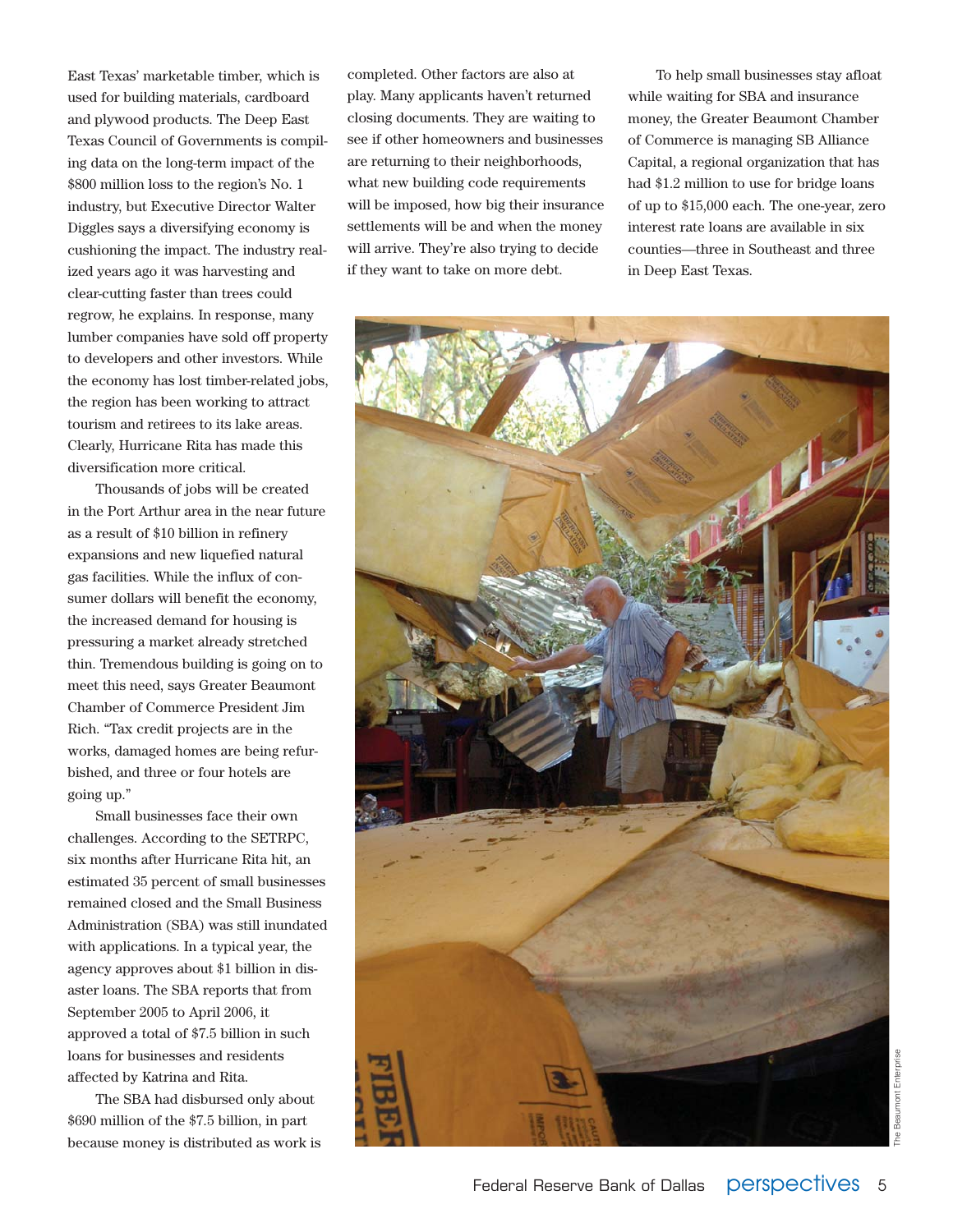East Texas' marketable timber, which is used for building materials, cardboard and plywood products. The Deep East Texas Council of Governments is compiling data on the long-term impact of the $800 million loss to the region's No. 1 industry, but Executive Director Walter Diggles says a diversifying economy is cushioning the impact. The industry realized years ago it was harvesting and clear-cutting faster than trees could regrow, he explains. In response, many lumber companies have sold off property to developers and other investors. While the economy has lost timber-related jobs, the region has been working to attract tourism and retirees to its lake areas. Clearly, Hurricane Rita has made this diversification more critical.

Thousands of jobs will be created in the near future in the Port Arthur area as a result of $10 billion in refinery expansions and new liquefied natural gas facilities. While the influx of consumer dollars will benefit the economy, the increased demand for housing is pressuring a market already stretched thin. Tremendous building is going on to meet this need, says Greater Beaumont Chamber of Commerce President Jim Rich. "Tax credit projects are in the works, damaged homes are being refurbished, and three or four hotels are going up."

Small businesses face their own challenges. According to the SETRPC, six months after Hurricane Rita hit, an estimated 35 percent of small businesses remained closed and the Small Business Administration (SBA) was still inundated with applications. In a typical year, the agency approves about $1 billion in disaster loans. The SBA reports that from September 2005 to April 2006, it approved a total of $7.5 billion in such loans for businesses and residents affected by Katrina and Rita.

The SBA had disbursed only about $690 million of the $7.5 billion, in part because money is distributed as work is completed. Other factors are also at play. Many applicants haven't returned closing documents. They are waiting to see if other homeowners and businesses are returning to their neighborhoods, what new building code requirements will be imposed, how big their insurance settlements will be and when the money will arrive. They're also trying to decide if they want to take on more debt.

To help small businesses stay afloat while waiting for SBA and insurance money, the Greater Beaumont Chamber of Commerce is managing SB Alliance Capital, a regional organization that has had $1.2 million to use for bridge loans of up to $15,000 each. The one-year, zero interest rate loans are available in six counties—three in Southeast and three in Deep East Texas.

The Beaumont Enterprise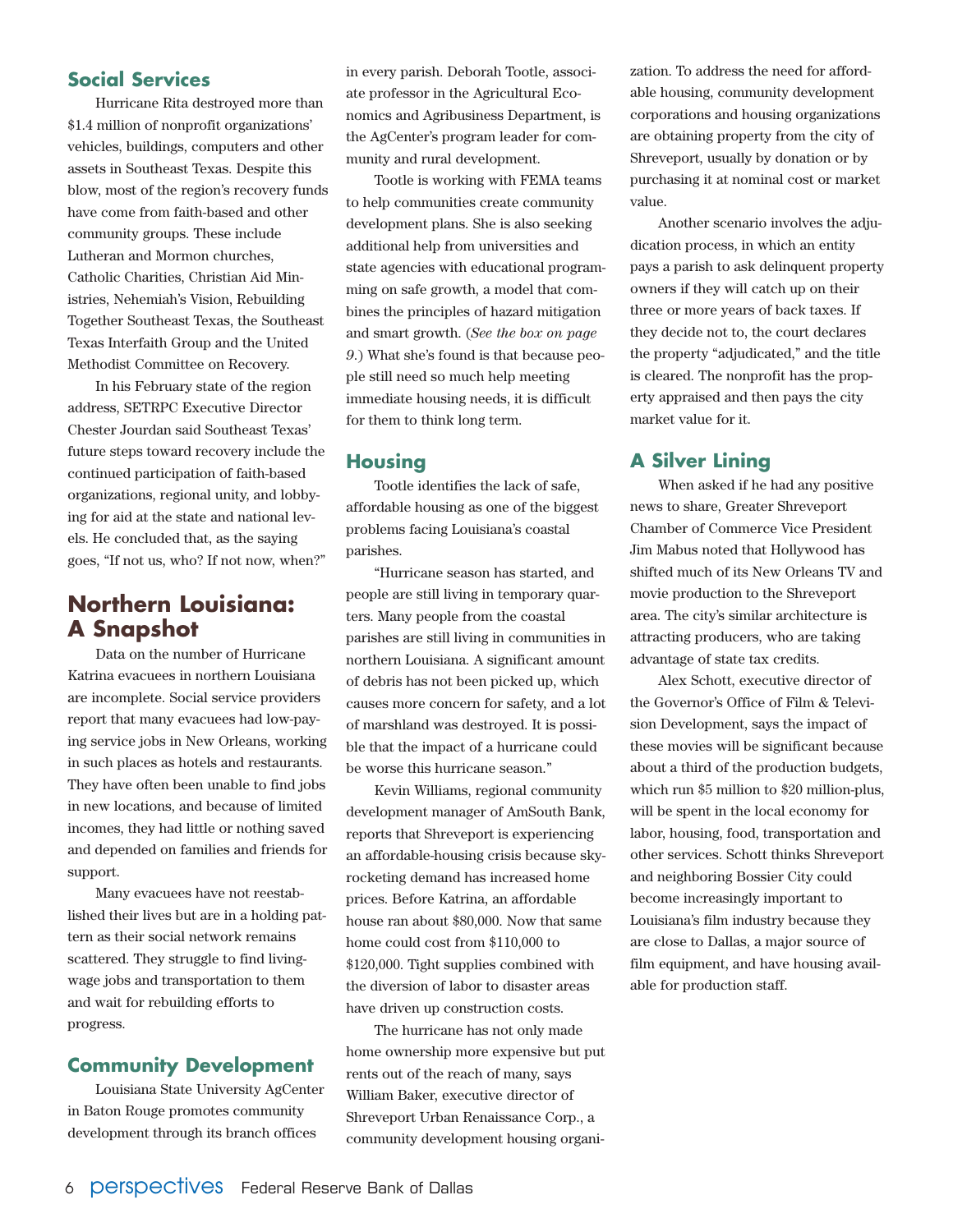## Social Services

Hurricane Rita destroyed more than $1.4 million of nonprofit organizations' vehicles, buildings, computers and other assets in Southeast Texas. Despite this blow, most of the region's recovery funds have come from faith-based and other community groups. These include Lutheran and Mormon churches, Catholic Charities, Christian Aid Ministries, Nehemiah's Vision, Rebuilding Together Southeast Texas, the Southeast Texas Interfaith Group and the United Methodist Committee on Recovery.

In his February state of the region address, SETRPC Executive Director Chester Jourdan said Southeast Texas' future steps toward recovery include the continued participation of faith-based organizations, regional unity, and lobbying for aid at the state and national levels. He concluded that, as the saying goes, "If not us, who? If not now, when?"

# Northern Louisiana: A Snapshot

Data on the number of Hurricane Katrina evacuees in northern Louisiana are incomplete. Social service providers report that many evacuees had low-paying service jobs in New Orleans, working in such places as hotels and restaurants. They have often been unable to find jobs in new locations, and because of limited incomes, they had little or nothing saved and depended on families and friends for support.

Many evacuees have not reestablished their lives but are in a holding pattern as their social network remains scattered. They struggle to find living-wage jobs and transportation to them and wait for rebuilding efforts to progress.

## Community Development

Louisiana State University AgCenter in Baton Rouge promotes community development through its branch offices in every parish. Deborah Tootle, associate professor in the Agricultural Economics and Agribusiness Department, is the AgCenter's program leader for community and rural development.

Tootle is working with FEMA teams to help communities create community development plans. She is also seeking additional help from universities and state agencies with educational programming on safe growth, a model that combines the principles of hazard mitigation and smart growth. (*See the box on page 9.*) What she's found is that because people still need so much help meeting immediate housing needs, it is difficult for them to think long term.

## Housing

Tootle identifies the lack of safe, affordable housing as one of the biggest problems facing Louisiana's coastal parishes.

"Hurricane season has started, and people are still living in temporary quarters. Many people from the coastal parishes are still living in communities in northern Louisiana. A significant amount of debris has not been picked up, which causes more concern for safety, and a lot of marshland was destroyed. It is possible that the impact of a hurricane could be worse this hurricane season."

Kevin Williams, regional community development manager of AmSouth Bank, reports that Shreveport is experiencing an affordable-housing crisis because skyrocketing demand has increased home prices. Before Katrina, an affordable house ran about $80,000. Now that same home could cost from $110,000 to $120,000. Tight supplies combined with the diversion of labor to disaster areas have driven up construction costs.

The hurricane has not only made home ownership more expensive but put rents out of the reach of many, says William Baker, executive director of Shreveport Urban Renaissance Corp., a community development housing organization. To address the need for affordable housing, community development corporations and housing organizations are obtaining property from the city of Shreveport, usually by donation or by purchasing it at nominal cost or market value.

Another scenario involves the adjudication process, in which an entity pays a parish to ask delinquent property owners if they will catch up on their three or more years of back taxes. If they decide not to, the court declares the property "adjudicated," and the title is cleared. The nonprofit has the property appraised and then pays the city market value for it.

## A Silver Lining

When asked if he had any positive news to share, Greater Shreveport Chamber of Commerce Vice President Jim Mabus noted that Hollywood has shifted much of its New Orleans TV and movie production to the Shreveport area. The city's similar architecture is attracting producers, who are taking advantage of state tax credits.

Alex Schott, executive director of the Governor's Office of Film & Television Development, says the impact of these movies will be significant because about a third of the production budgets, which run $5 million to $20 million-plus, will be spent in the local economy for labor, housing, food, transportation and other services. Schott thinks Shreveport and neighboring Bossier City could become increasingly important to Louisiana's film industry because they are close to Dallas, a major source of film equipment, and have housing available for production staff.